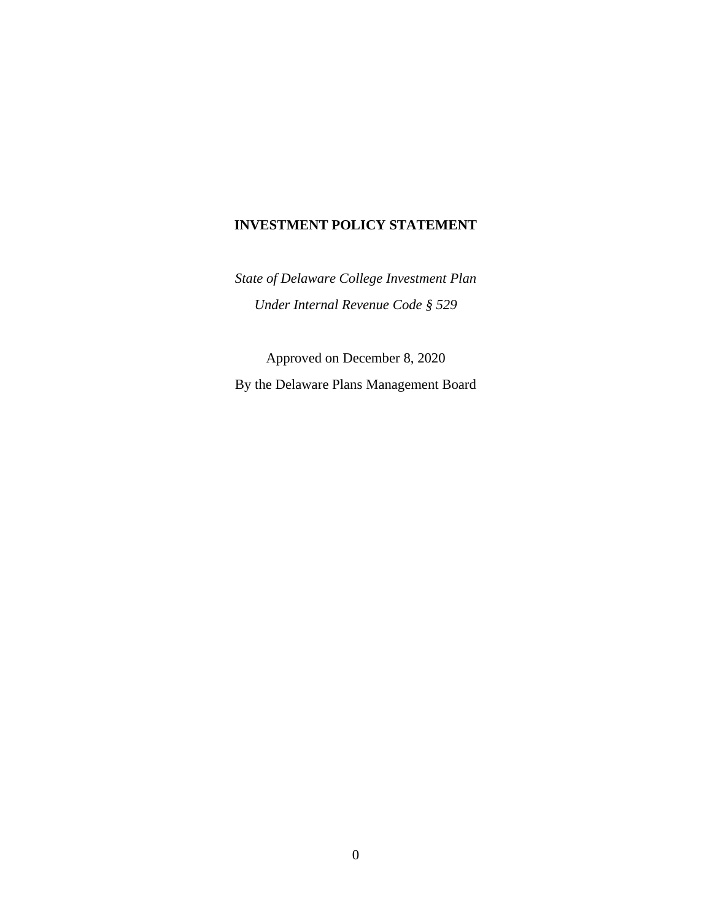# INVESTMENT POLICY STATEMENT

*State of Delaware College Investment Plan*

*Under Internal Revenue Code § 529*

Approved on December 8, 2020

By the Delaware Plans Management Board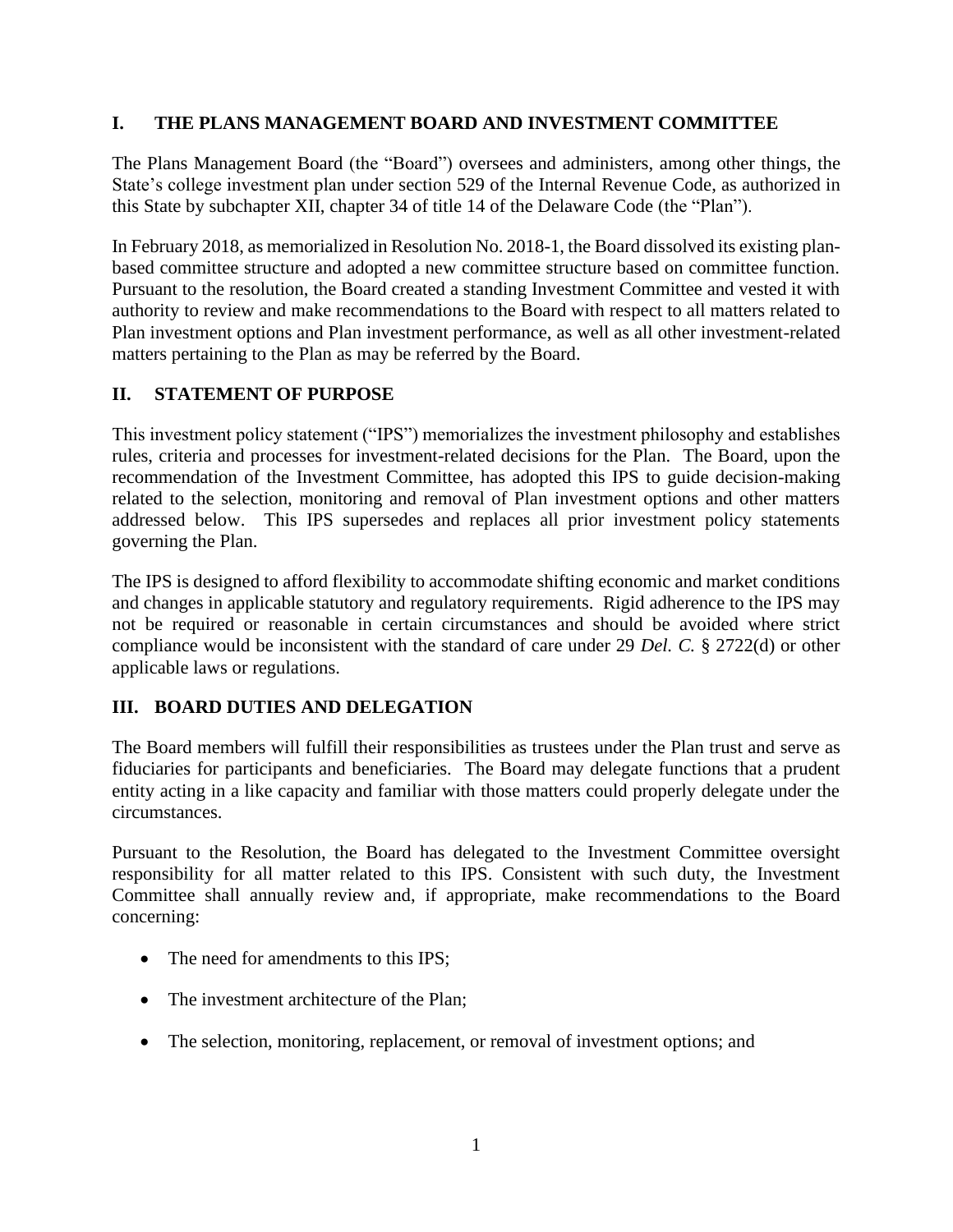## I. THE PLANS MANAGEMENT BOARD AND INVESTMENT COMMITTEE

The Plans Management Board (the "Board") oversees and administers, among other things, the State's college investment plan under section 529 of the Internal Revenue Code, as authorized in this State by subchapter XII, chapter 34 of title 14 of the Delaware Code (the "Plan").

In February 2018, as memorialized in Resolution No. 2018-1, the Board dissolved its existing plan-based committee structure and adopted a new committee structure based on committee function. Pursuant to the resolution, the Board created a standing Investment Committee and vested it with authority to review and make recommendations to the Board with respect to all matters related to Plan investment options and Plan investment performance, as well as all other investment-related matters pertaining to the Plan as may be referred by the Board.

## II. STATEMENT OF PURPOSE

This investment policy statement ("IPS") memorializes the investment philosophy and establishes rules, criteria and processes for investment-related decisions for the Plan. The Board, upon the recommendation of the Investment Committee, has adopted this IPS to guide decision-making related to the selection, monitoring and removal of Plan investment options and other matters addressed below. This IPS supersedes and replaces all prior investment policy statements governing the Plan.

The IPS is designed to afford flexibility to accommodate shifting economic and market conditions and changes in applicable statutory and regulatory requirements. Rigid adherence to the IPS may not be required or reasonable in certain circumstances and should be avoided where strict compliance would be inconsistent with the standard of care under 29 *Del. C.* § 2722(d) or other applicable laws or regulations.

## III. BOARD DUTIES AND DELEGATION

The Board members will fulfill their responsibilities as trustees under the Plan trust and serve as fiduciaries for participants and beneficiaries. The Board may delegate functions that a prudent entity acting in a like capacity and familiar with those matters could properly delegate under the circumstances.

Pursuant to the Resolution, the Board has delegated to the Investment Committee oversight responsibility for all matter related to this IPS. Consistent with such duty, the Investment Committee shall annually review and, if appropriate, make recommendations to the Board concerning:

- The need for amendments to this IPS;
- The investment architecture of the Plan;
- The selection, monitoring, replacement, or removal of investment options; and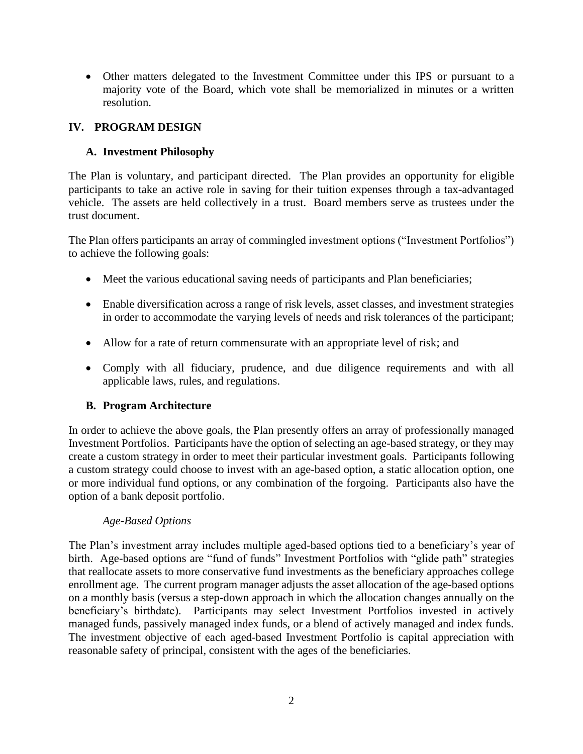- Other matters delegated to the Investment Committee under this IPS or pursuant to a majority vote of the Board, which vote shall be memorialized in minutes or a written resolution.

## IV. PROGRAM DESIGN

### A. Investment Philosophy

The Plan is voluntary, and participant directed. The Plan provides an opportunity for eligible participants to take an active role in saving for their tuition expenses through a tax-advantaged vehicle. The assets are held collectively in a trust. Board members serve as trustees under the trust document.

The Plan offers participants an array of commingled investment options ("Investment Portfolios") to achieve the following goals:

- Meet the various educational saving needs of participants and Plan beneficiaries;
- Enable diversification across a range of risk levels, asset classes, and investment strategies in order to accommodate the varying levels of needs and risk tolerances of the participant;
- Allow for a rate of return commensurate with an appropriate level of risk; and
- Comply with all fiduciary, prudence, and due diligence requirements and with all applicable laws, rules, and regulations.

### B. Program Architecture

In order to achieve the above goals, the Plan presently offers an array of professionally managed Investment Portfolios. Participants have the option of selecting an age-based strategy, or they may create a custom strategy in order to meet their particular investment goals. Participants following a custom strategy could choose to invest with an age-based option, a static allocation option, one or more individual fund options, or any combination of the forgoing. Participants also have the option of a bank deposit portfolio.

*Age-Based Options*

The Plan's investment array includes multiple aged-based options tied to a beneficiary's year of birth. Age-based options are "fund of funds" Investment Portfolios with "glide path" strategies that reallocate assets to more conservative fund investments as the beneficiary approaches college enrollment age. The current program manager adjusts the asset allocation of the age-based options on a monthly basis (versus a step-down approach in which the allocation changes annually on the beneficiary's birthdate). Participants may select Investment Portfolios invested in actively managed funds, passively managed index funds, or a blend of actively managed and index funds. The investment objective of each aged-based Investment Portfolio is capital appreciation with reasonable safety of principal, consistent with the ages of the beneficiaries.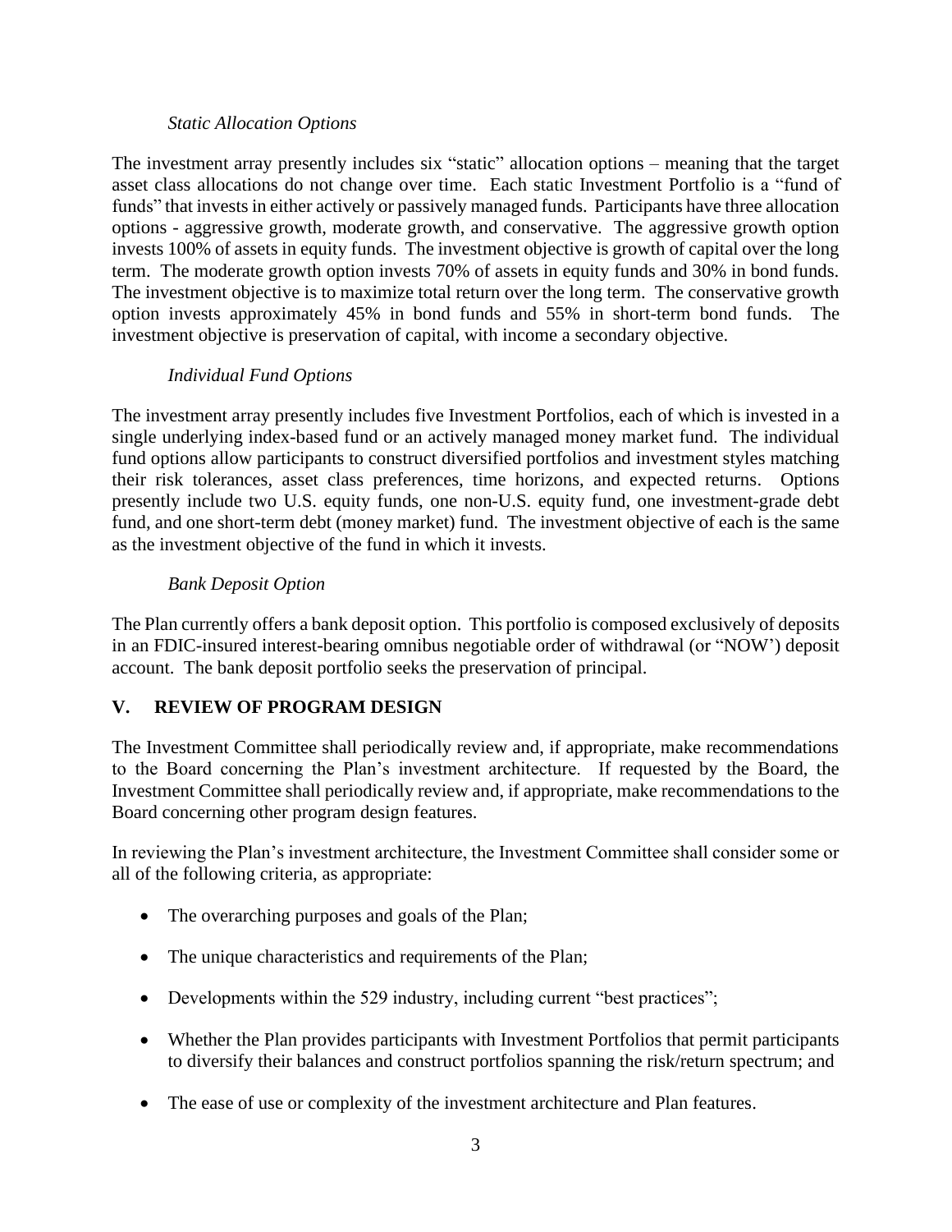*Static Allocation Options*

The investment array presently includes six "static" allocation options – meaning that the target asset class allocations do not change over time. Each static Investment Portfolio is a "fund of funds" that invests in either actively or passively managed funds. Participants have three allocation options - aggressive growth, moderate growth, and conservative. The aggressive growth option invests 100% of assets in equity funds. The investment objective is growth of capital over the long term. The moderate growth option invests 70% of assets in equity funds and 30% in bond funds. The investment objective is to maximize total return over the long term. The conservative growth option invests approximately 45% in bond funds and 55% in short-term bond funds. The investment objective is preservation of capital, with income a secondary objective.

*Individual Fund Options*

The investment array presently includes five Investment Portfolios, each of which is invested in a single underlying index-based fund or an actively managed money market fund. The individual fund options allow participants to construct diversified portfolios and investment styles matching their risk tolerances, asset class preferences, time horizons, and expected returns. Options presently include two U.S. equity funds, one non-U.S. equity fund, one investment-grade debt fund, and one short-term debt (money market) fund. The investment objective of each is the same as the investment objective of the fund in which it invests.

*Bank Deposit Option*

The Plan currently offers a bank deposit option. This portfolio is composed exclusively of deposits in an FDIC-insured interest-bearing omnibus negotiable order of withdrawal (or "NOW') deposit account. The bank deposit portfolio seeks the preservation of principal.

## V. REVIEW OF PROGRAM DESIGN

The Investment Committee shall periodically review and, if appropriate, make recommendations to the Board concerning the Plan's investment architecture. If requested by the Board, the Investment Committee shall periodically review and, if appropriate, make recommendations to the Board concerning other program design features.

In reviewing the Plan's investment architecture, the Investment Committee shall consider some or all of the following criteria, as appropriate:

- The overarching purposes and goals of the Plan;
- The unique characteristics and requirements of the Plan;
- Developments within the 529 industry, including current "best practices";
- Whether the Plan provides participants with Investment Portfolios that permit participants to diversify their balances and construct portfolios spanning the risk/return spectrum; and
- The ease of use or complexity of the investment architecture and Plan features.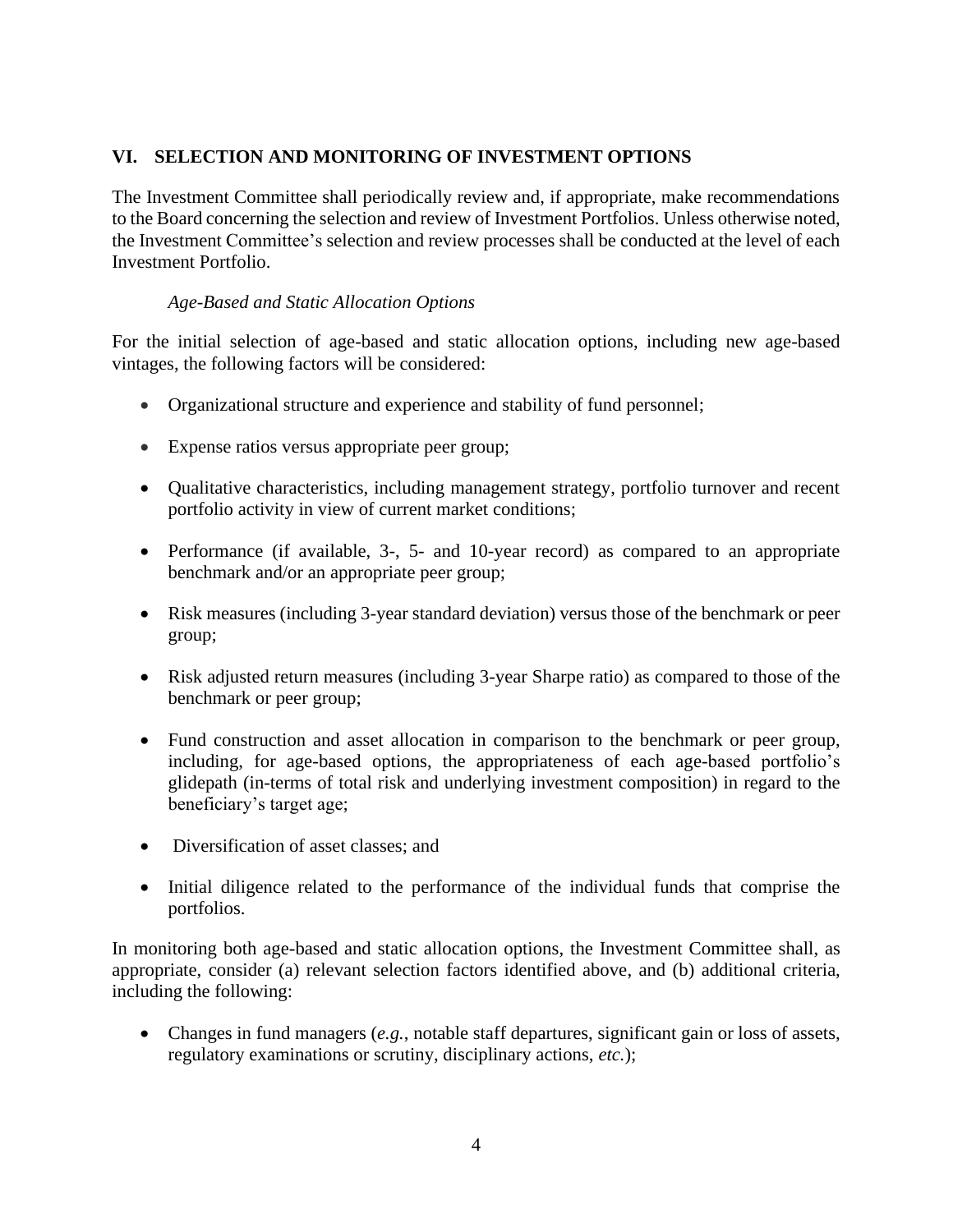## VI. SELECTION AND MONITORING OF INVESTMENT OPTIONS

The Investment Committee shall periodically review and, if appropriate, make recommendations to the Board concerning the selection and review of Investment Portfolios. Unless otherwise noted, the Investment Committee's selection and review processes shall be conducted at the level of each Investment Portfolio.

*Age-Based and Static Allocation Options*

For the initial selection of age-based and static allocation options, including new age-based vintages, the following factors will be considered:

- Organizational structure and experience and stability of fund personnel;
- Expense ratios versus appropriate peer group;
- Qualitative characteristics, including management strategy, portfolio turnover and recent portfolio activity in view of current market conditions;
- Performance (if available, 3-, 5- and 10-year record) as compared to an appropriate benchmark and/or an appropriate peer group;
- Risk measures (including 3-year standard deviation) versus those of the benchmark or peer group;
- Risk adjusted return measures (including 3-year Sharpe ratio) as compared to those of the benchmark or peer group;
- Fund construction and asset allocation in comparison to the benchmark or peer group, including, for age-based options, the appropriateness of each age-based portfolio's glidepath (in-terms of total risk and underlying investment composition) in regard to the beneficiary's target age;
- Diversification of asset classes; and
- Initial diligence related to the performance of the individual funds that comprise the portfolios.

In monitoring both age-based and static allocation options, the Investment Committee shall, as appropriate, consider (a) relevant selection factors identified above, and (b) additional criteria, including the following:

- Changes in fund managers (*e.g.*, notable staff departures, significant gain or loss of assets, regulatory examinations or scrutiny, disciplinary actions, *etc.*);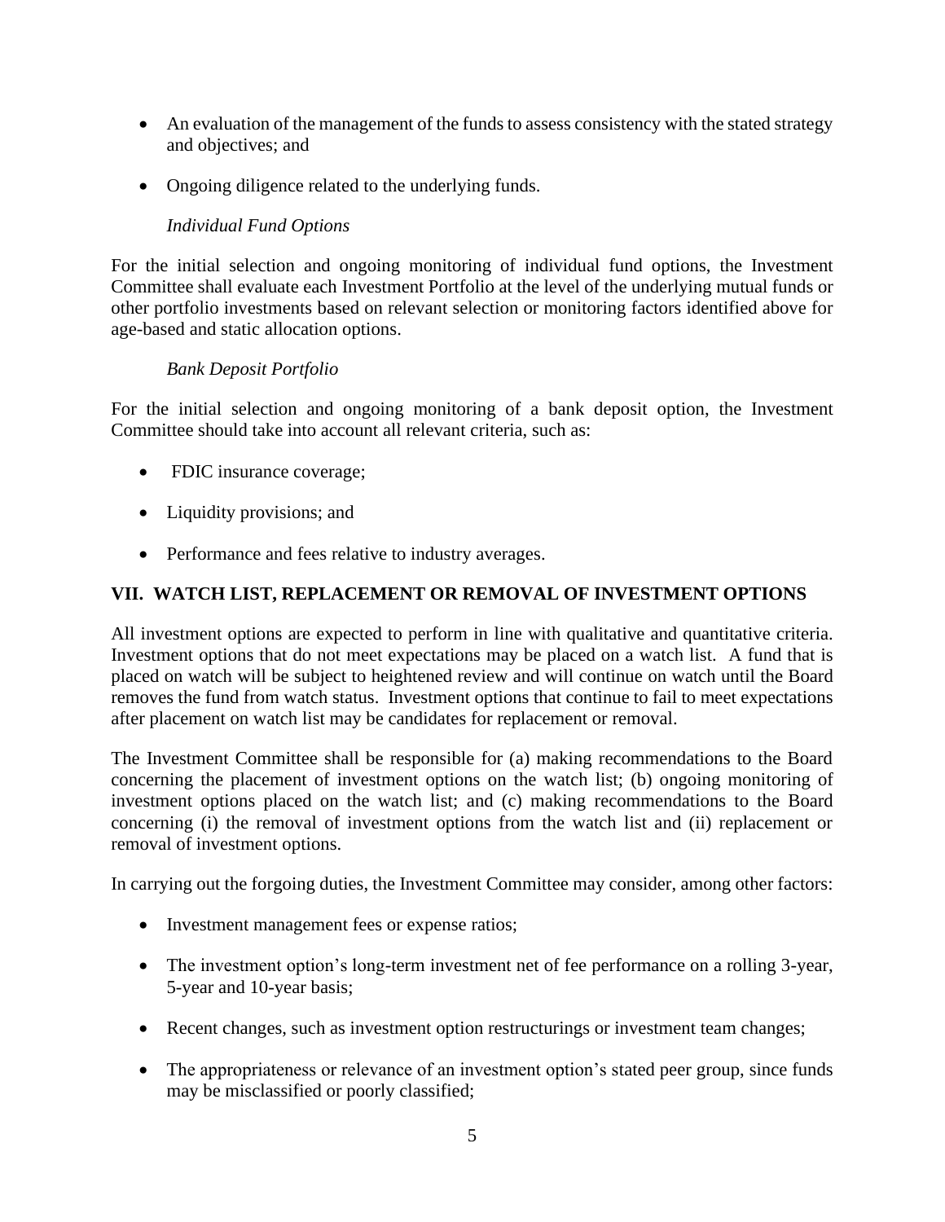- An evaluation of the management of the funds to assess consistency with the stated strategy and objectives; and
- Ongoing diligence related to the underlying funds.

*Individual Fund Options*

For the initial selection and ongoing monitoring of individual fund options, the Investment Committee shall evaluate each Investment Portfolio at the level of the underlying mutual funds or other portfolio investments based on relevant selection or monitoring factors identified above for age-based and static allocation options.

*Bank Deposit Portfolio*

For the initial selection and ongoing monitoring of a bank deposit option, the Investment Committee should take into account all relevant criteria, such as:

- FDIC insurance coverage;
- Liquidity provisions; and
- Performance and fees relative to industry averages.

## VII. WATCH LIST, REPLACEMENT OR REMOVAL OF INVESTMENT OPTIONS

All investment options are expected to perform in line with qualitative and quantitative criteria. Investment options that do not meet expectations may be placed on a watch list. A fund that is placed on watch will be subject to heightened review and will continue on watch until the Board removes the fund from watch status. Investment options that continue to fail to meet expectations after placement on watch list may be candidates for replacement or removal.

The Investment Committee shall be responsible for (a) making recommendations to the Board concerning the placement of investment options on the watch list; (b) ongoing monitoring of investment options placed on the watch list; and (c) making recommendations to the Board concerning (i) the removal of investment options from the watch list and (ii) replacement or removal of investment options.

In carrying out the forgoing duties, the Investment Committee may consider, among other factors:

- Investment management fees or expense ratios;
- The investment option's long-term investment net of fee performance on a rolling 3-year, 5-year and 10-year basis;
- Recent changes, such as investment option restructurings or investment team changes;
- The appropriateness or relevance of an investment option's stated peer group, since funds may be misclassified or poorly classified;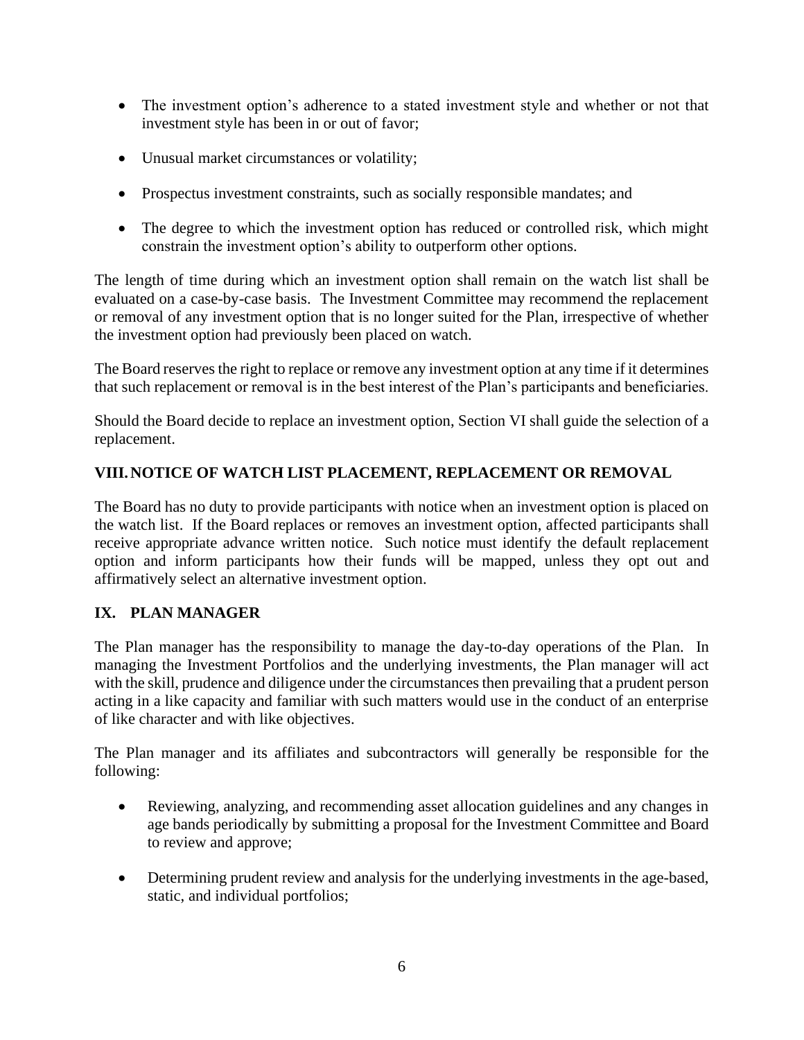- The investment option's adherence to a stated investment style and whether or not that investment style has been in or out of favor;
- Unusual market circumstances or volatility;
- Prospectus investment constraints, such as socially responsible mandates; and
- The degree to which the investment option has reduced or controlled risk, which might constrain the investment option's ability to outperform other options.

The length of time during which an investment option shall remain on the watch list shall be evaluated on a case-by-case basis. The Investment Committee may recommend the replacement or removal of any investment option that is no longer suited for the Plan, irrespective of whether the investment option had previously been placed on watch.

The Board reserves the right to replace or remove any investment option at any time if it determines that such replacement or removal is in the best interest of the Plan's participants and beneficiaries.

Should the Board decide to replace an investment option, Section VI shall guide the selection of a replacement.

## VIII. NOTICE OF WATCH LIST PLACEMENT, REPLACEMENT OR REMOVAL

The Board has no duty to provide participants with notice when an investment option is placed on the watch list. If the Board replaces or removes an investment option, affected participants shall receive appropriate advance written notice. Such notice must identify the default replacement option and inform participants how their funds will be mapped, unless they opt out and affirmatively select an alternative investment option.

## IX. PLAN MANAGER

The Plan manager has the responsibility to manage the day-to-day operations of the Plan. In managing the Investment Portfolios and the underlying investments, the Plan manager will act with the skill, prudence and diligence under the circumstances then prevailing that a prudent person acting in a like capacity and familiar with such matters would use in the conduct of an enterprise of like character and with like objectives.

The Plan manager and its affiliates and subcontractors will generally be responsible for the following:

- Reviewing, analyzing, and recommending asset allocation guidelines and any changes in age bands periodically by submitting a proposal for the Investment Committee and Board to review and approve;
- Determining prudent review and analysis for the underlying investments in the age-based, static, and individual portfolios;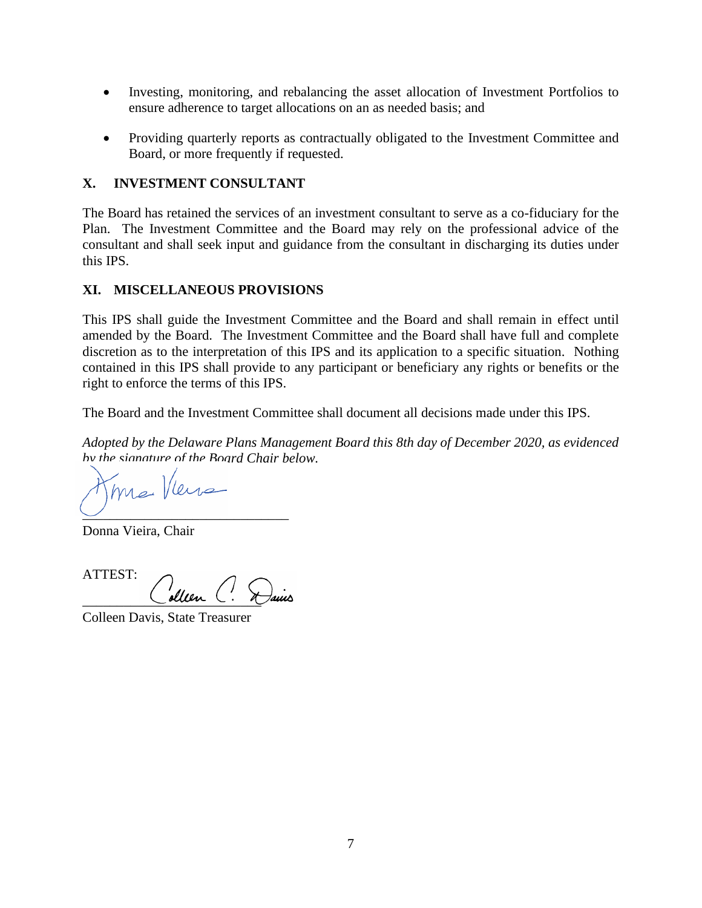- Investing, monitoring, and rebalancing the asset allocation of Investment Portfolios to ensure adherence to target allocations on an as needed basis; and
- Providing quarterly reports as contractually obligated to the Investment Committee and Board, or more frequently if requested.

## X. INVESTMENT CONSULTANT

The Board has retained the services of an investment consultant to serve as a co-fiduciary for the Plan. The Investment Committee and the Board may rely on the professional advice of the consultant and shall seek input and guidance from the consultant in discharging its duties under this IPS.

## XI. MISCELLANEOUS PROVISIONS

This IPS shall guide the Investment Committee and the Board and shall remain in effect until amended by the Board. The Investment Committee and the Board shall have full and complete discretion as to the interpretation of this IPS and its application to a specific situation. Nothing contained in this IPS shall provide to any participant or beneficiary any rights or benefits or the right to enforce the terms of this IPS.

The Board and the Investment Committee shall document all decisions made under this IPS.

*Adopted by the Delaware Plans Management Board this 8th day of December 2020, as evidenced by the signature of the Board Chair below.*

______________________________
Donna Vieira, Chair

ATTEST:
______________________________
Colleen Davis, State Treasurer